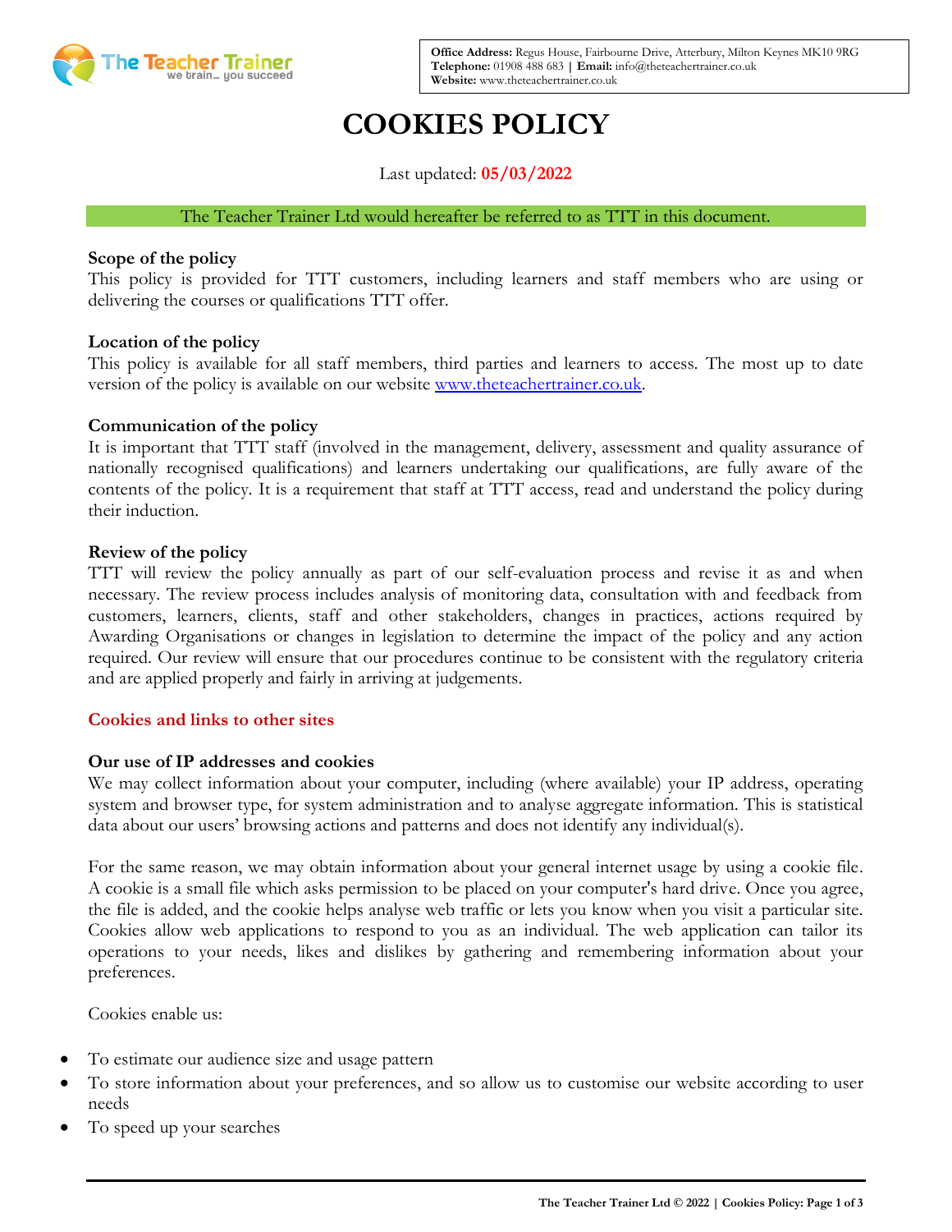Office Address: Regus House, Fairbourne Drive, Atterbury, Milton Keynes MK10 9RG
Telephone: 01908 488 683 | Email: info@theteachertrainer.co.uk
Website: www.theteachertrainer.co.uk

# COOKIES POLICY

Last updated: **05/03/2022**

The Teacher Trainer Ltd would hereafter be referred to as TTT in this document.

**Scope of the policy**
This policy is provided for TTT customers, including learners and staff members who are using or delivering the courses or qualifications TTT offer.

**Location of the policy**
This policy is available for all staff members, third parties and learners to access. The most up to date version of the policy is available on our website [www.theteachertrainer.co.uk](www.theteachertrainer.co.uk).

**Communication of the policy**
It is important that TTT staff (involved in the management, delivery, assessment and quality assurance of nationally recognised qualifications) and learners undertaking our qualifications, are fully aware of the contents of the policy. It is a requirement that staff at TTT access, read and understand the policy during their induction.

**Review of the policy**
TTT will review the policy annually as part of our self-evaluation process and revise it as and when necessary. The review process includes analysis of monitoring data, consultation with and feedback from customers, learners, clients, staff and other stakeholders, changes in practices, actions required by Awarding Organisations or changes in legislation to determine the impact of the policy and any action required. Our review will ensure that our procedures continue to be consistent with the regulatory criteria and are applied properly and fairly in arriving at judgements.

## Cookies and links to other sites

**Our use of IP addresses and cookies**
We may collect information about your computer, including (where available) your IP address, operating system and browser type, for system administration and to analyse aggregate information. This is statistical data about our users' browsing actions and patterns and does not identify any individual(s).

For the same reason, we may obtain information about your general internet usage by using a cookie file. A cookie is a small file which asks permission to be placed on your computer's hard drive. Once you agree, the file is added, and the cookie helps analyse web traffic or lets you know when you visit a particular site. Cookies allow web applications to respond to you as an individual. The web application can tailor its operations to your needs, likes and dislikes by gathering and remembering information about your preferences.

Cookies enable us:

- To estimate our audience size and usage pattern
- To store information about your preferences, and so allow us to customise our website according to user needs
- To speed up your searches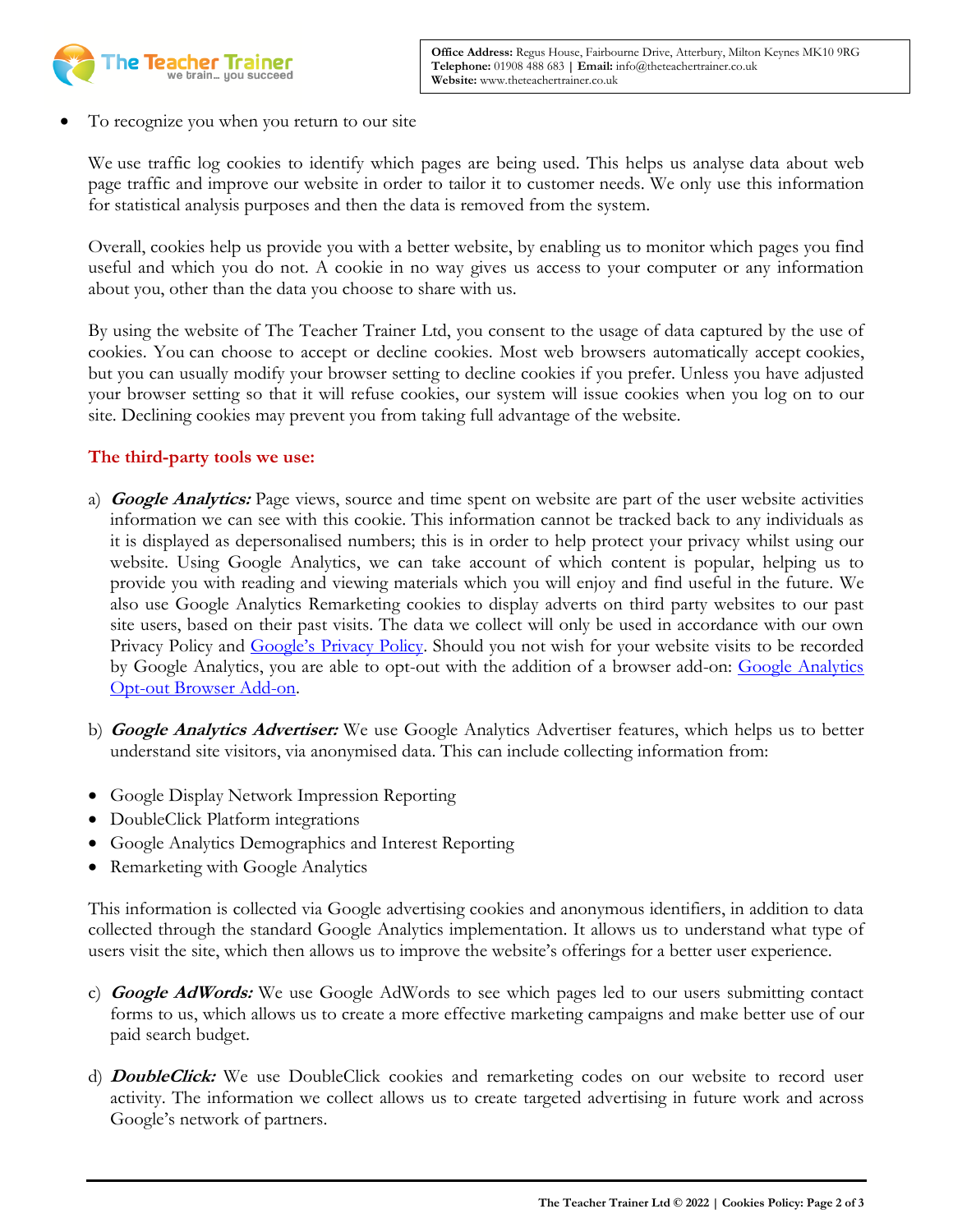- To recognize you when you return to our site

We use traffic log cookies to identify which pages are being used. This helps us analyse data about web page traffic and improve our website in order to tailor it to customer needs. We only use this information for statistical analysis purposes and then the data is removed from the system.

Overall, cookies help us provide you with a better website, by enabling us to monitor which pages you find useful and which you do not. A cookie in no way gives us access to your computer or any information about you, other than the data you choose to share with us.

By using the website of The Teacher Trainer Ltd, you consent to the usage of data captured by the use of cookies. You can choose to accept or decline cookies. Most web browsers automatically accept cookies, but you can usually modify your browser setting to decline cookies if you prefer. Unless you have adjusted your browser setting so that it will refuse cookies, our system will issue cookies when you log on to our site. Declining cookies may prevent you from taking full advantage of the website.

**The third-party tools we use:**

a) ***Google Analytics:*** Page views, source and time spent on website are part of the user website activities information we can see with this cookie. This information cannot be tracked back to any individuals as it is displayed as depersonalised numbers; this is in order to help protect your privacy whilst using our website. Using Google Analytics, we can take account of which content is popular, helping us to provide you with reading and viewing materials which you will enjoy and find useful in the future. We also use Google Analytics Remarketing cookies to display adverts on third party websites to our past site users, based on their past visits. The data we collect will only be used in accordance with our own Privacy Policy and Google's Privacy Policy. Should you not wish for your website visits to be recorded by Google Analytics, you are able to opt-out with the addition of a browser add-on: Google Analytics Opt-out Browser Add-on.

b) ***Google Analytics Advertiser:*** We use Google Analytics Advertiser features, which helps us to better understand site visitors, via anonymised data. This can include collecting information from:

- Google Display Network Impression Reporting
- DoubleClick Platform integrations
- Google Analytics Demographics and Interest Reporting
- Remarketing with Google Analytics

This information is collected via Google advertising cookies and anonymous identifiers, in addition to data collected through the standard Google Analytics implementation. It allows us to understand what type of users visit the site, which then allows us to improve the website's offerings for a better user experience.

c) ***Google AdWords:*** We use Google AdWords to see which pages led to our users submitting contact forms to us, which allows us to create a more effective marketing campaigns and make better use of our paid search budget.

d) ***DoubleClick:*** We use DoubleClick cookies and remarketing codes on our website to record user activity. The information we collect allows us to create targeted advertising in future work and across Google's network of partners.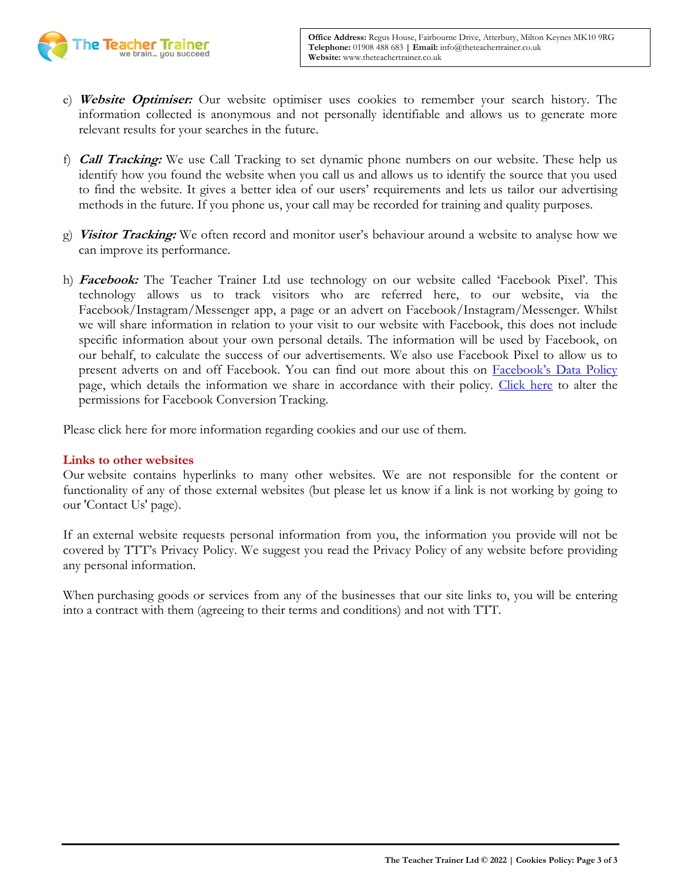e) ***Website Optimiser:*** Our website optimiser uses cookies to remember your search history. The information collected is anonymous and not personally identifiable and allows us to generate more relevant results for your searches in the future.

f) ***Call Tracking:*** We use Call Tracking to set dynamic phone numbers on our website. These help us identify how you found the website when you call us and allows us to identify the source that you used to find the website. It gives a better idea of our users' requirements and lets us tailor our advertising methods in the future. If you phone us, your call may be recorded for training and quality purposes.

g) ***Visitor Tracking:*** We often record and monitor user's behaviour around a website to analyse how we can improve its performance.

h) ***Facebook:*** The Teacher Trainer Ltd use technology on our website called 'Facebook Pixel'. This technology allows us to track visitors who are referred here, to our website, via the Facebook/Instagram/Messenger app, a page or an advert on Facebook/Instagram/Messenger. Whilst we will share information in relation to your visit to our website with Facebook, this does not include specific information about your own personal details. The information will be used by Facebook, on our behalf, to calculate the success of our advertisements. We also use Facebook Pixel to allow us to present adverts on and off Facebook. You can find out more about this on Facebook's Data Policy page, which details the information we share in accordance with their policy. Click here to alter the permissions for Facebook Conversion Tracking.

Please click here for more information regarding cookies and our use of them.

## Links to other websites

Our website contains hyperlinks to many other websites. We are not responsible for the content or functionality of any of those external websites (but please let us know if a link is not working by going to our 'Contact Us' page).

If an external website requests personal information from you, the information you provide will not be covered by TTT's Privacy Policy. We suggest you read the Privacy Policy of any website before providing any personal information.

When purchasing goods or services from any of the businesses that our site links to, you will be entering into a contract with them (agreeing to their terms and conditions) and not with TTT.